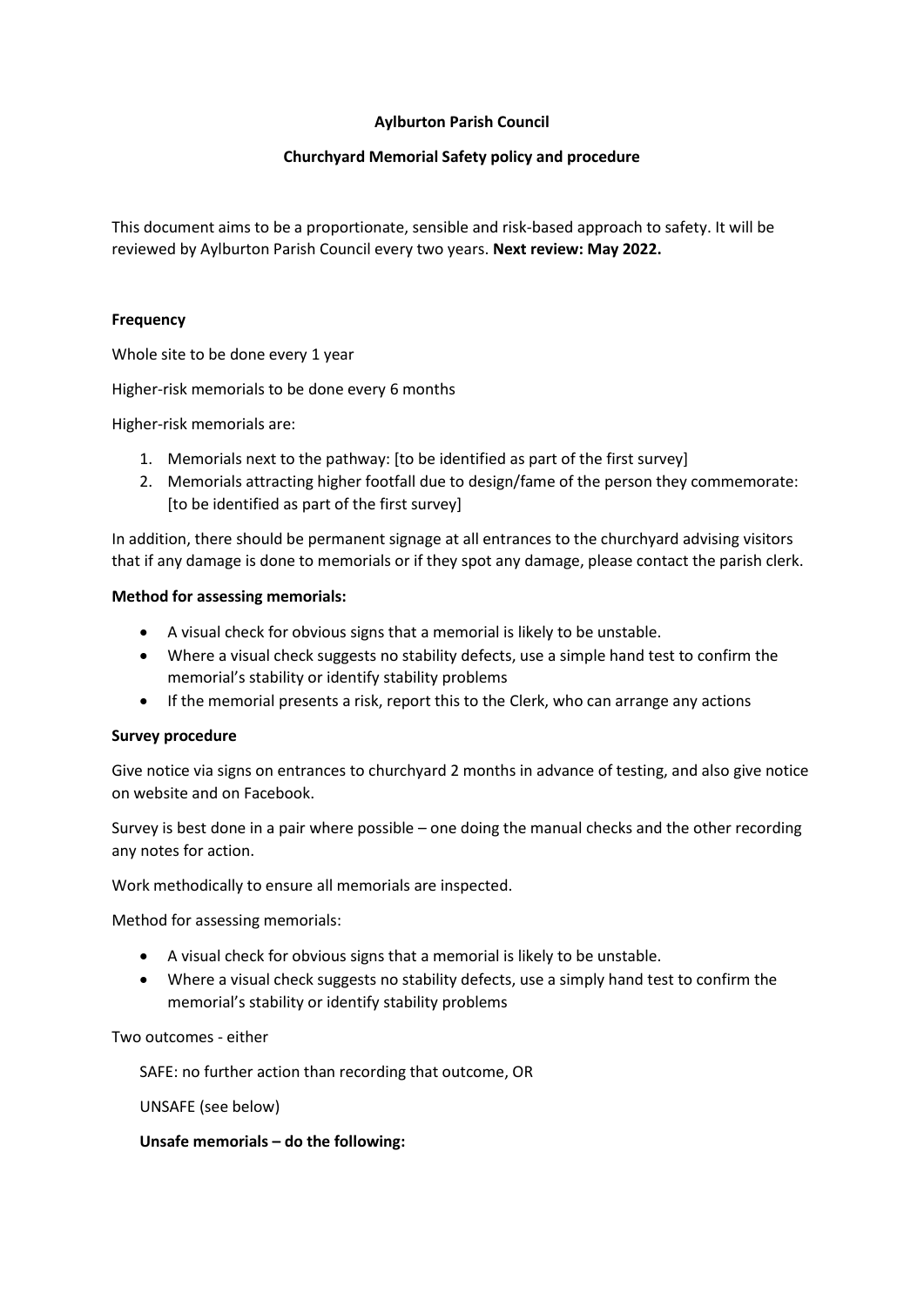**Aylburton Parish Council**

**Churchyard Memorial Safety policy and procedure**

This document aims to be a proportionate, sensible and risk-based approach to safety. It will be reviewed by Aylburton Parish Council every two years. **Next review: May 2022.**

**Frequency**

Whole site to be done every 1 year

Higher-risk memorials to be done every 6 months

Higher-risk memorials are:

1. Memorials next to the pathway: [to be identified as part of the first survey]
2. Memorials attracting higher footfall due to design/fame of the person they commemorate: [to be identified as part of the first survey]

In addition, there should be permanent signage at all entrances to the churchyard advising visitors that if any damage is done to memorials or if they spot any damage, please contact the parish clerk.

**Method for assessing memorials:**

- A visual check for obvious signs that a memorial is likely to be unstable.
- Where a visual check suggests no stability defects, use a simple hand test to confirm the memorial's stability or identify stability problems
- If the memorial presents a risk, report this to the Clerk, who can arrange any actions

**Survey procedure**

Give notice via signs on entrances to churchyard 2 months in advance of testing, and also give notice on website and on Facebook.

Survey is best done in a pair where possible – one doing the manual checks and the other recording any notes for action.

Work methodically to ensure all memorials are inspected.

Method for assessing memorials:

- A visual check for obvious signs that a memorial is likely to be unstable.
- Where a visual check suggests no stability defects, use a simply hand test to confirm the memorial's stability or identify stability problems

Two outcomes - either

SAFE: no further action than recording that outcome, OR

UNSAFE (see below)

**Unsafe memorials – do the following:**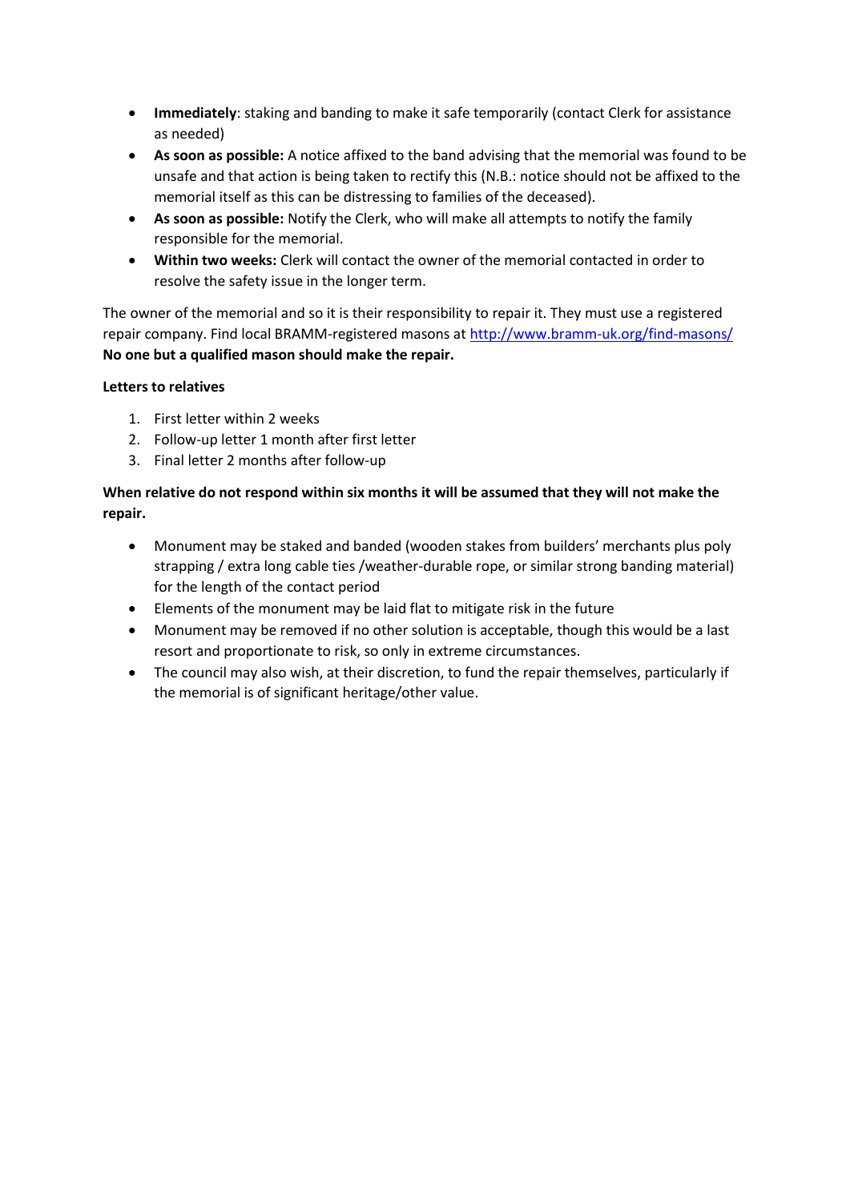- **Immediately**: staking and banding to make it safe temporarily (contact Clerk for assistance as needed)
- **As soon as possible:** A notice affixed to the band advising that the memorial was found to be unsafe and that action is being taken to rectify this (N.B.: notice should not be affixed to the memorial itself as this can be distressing to families of the deceased).
- **As soon as possible:** Notify the Clerk, who will make all attempts to notify the family responsible for the memorial.
- **Within two weeks:** Clerk will contact the owner of the memorial contacted in order to resolve the safety issue in the longer term.

The owner of the memorial and so it is their responsibility to repair it. They must use a registered repair company. Find local BRAMM-registered masons at [http://www.bramm-uk.org/find-masons/](http://www.bramm-uk.org/find-masons/)
**No one but a qualified mason should make the repair.**

**Letters to relatives**

1. First letter within 2 weeks
2. Follow-up letter 1 month after first letter
3. Final letter 2 months after follow-up

**When relative do not respond within six months it will be assumed that they will not make the repair.**

- Monument may be staked and banded (wooden stakes from builders' merchants plus poly strapping / extra long cable ties /weather-durable rope, or similar strong banding material) for the length of the contact period
- Elements of the monument may be laid flat to mitigate risk in the future
- Monument may be removed if no other solution is acceptable, though this would be a last resort and proportionate to risk, so only in extreme circumstances.
- The council may also wish, at their discretion, to fund the repair themselves, particularly if the memorial is of significant heritage/other value.